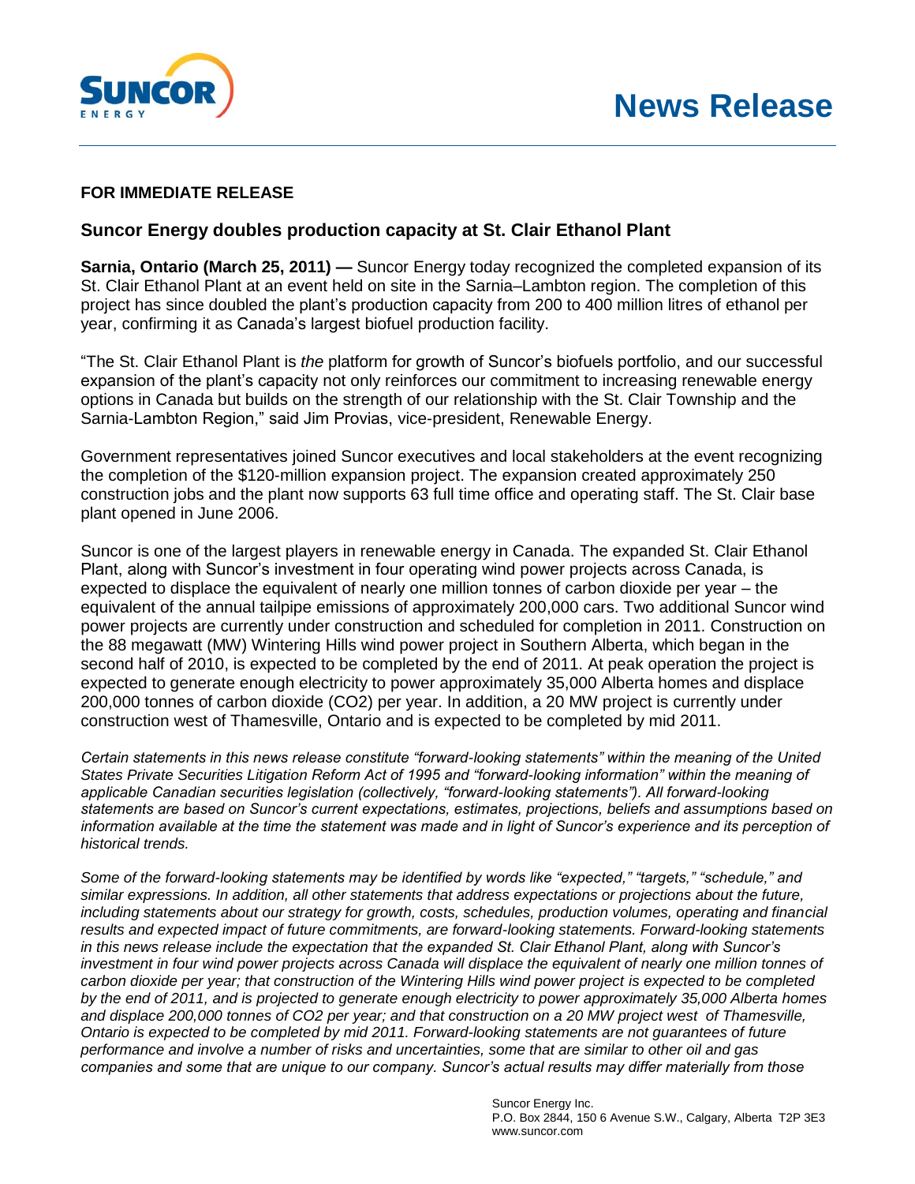# News Release

**FOR IMMEDIATE RELEASE**

## Suncor Energy doubles production capacity at St. Clair Ethanol Plant

**Sarnia, Ontario (March 25, 2011) —** Suncor Energy today recognized the completed expansion of its St. Clair Ethanol Plant at an event held on site in the Sarnia–Lambton region. The completion of this project has since doubled the plant's production capacity from 200 to 400 million litres of ethanol per year, confirming it as Canada's largest biofuel production facility.

"The St. Clair Ethanol Plant is *the* platform for growth of Suncor's biofuels portfolio, and our successful expansion of the plant's capacity not only reinforces our commitment to increasing renewable energy options in Canada but builds on the strength of our relationship with the St. Clair Township and the Sarnia-Lambton Region," said Jim Provias, vice-president, Renewable Energy.

Government representatives joined Suncor executives and local stakeholders at the event recognizing the completion of the $120-million expansion project. The expansion created approximately 250 construction jobs and the plant now supports 63 full time office and operating staff. The St. Clair base plant opened in June 2006.

Suncor is one of the largest players in renewable energy in Canada. The expanded St. Clair Ethanol Plant, along with Suncor's investment in four operating wind power projects across Canada, is expected to displace the equivalent of nearly one million tonnes of carbon dioxide per year – the equivalent of the annual tailpipe emissions of approximately 200,000 cars. Two additional Suncor wind power projects are currently under construction and scheduled for completion in 2011. Construction on the 88 megawatt (MW) Wintering Hills wind power project in Southern Alberta, which began in the second half of 2010, is expected to be completed by the end of 2011. At peak operation the project is expected to generate enough electricity to power approximately 35,000 Alberta homes and displace 200,000 tonnes of carbon dioxide ($CO_2$) per year. In addition, a 20 MW project is currently under construction west of Thamesville, Ontario and is expected to be completed by mid 2011.

*Certain statements in this news release constitute "forward-looking statements" within the meaning of the United States Private Securities Litigation Reform Act of 1995 and "forward-looking information" within the meaning of applicable Canadian securities legislation (collectively, "forward-looking statements"). All forward-looking statements are based on Suncor's current expectations, estimates, projections, beliefs and assumptions based on information available at the time the statement was made and in light of Suncor's experience and its perception of historical trends.*

*Some of the forward-looking statements may be identified by words like "expected," "targets," "schedule," and similar expressions. In addition, all other statements that address expectations or projections about the future, including statements about our strategy for growth, costs, schedules, production volumes, operating and financial results and expected impact of future commitments, are forward-looking statements. Forward-looking statements in this news release include the expectation that the expanded St. Clair Ethanol Plant, along with Suncor's investment in four wind power projects across Canada will displace the equivalent of nearly one million tonnes of carbon dioxide per year; that construction of the Wintering Hills wind power project is expected to be completed by the end of 2011, and is projected to generate enough electricity to power approximately 35,000 Alberta homes and displace 200,000 tonnes of $CO_2$ per year; and that construction on a 20 MW project west of Thamesville, Ontario is expected to be completed by mid 2011. Forward-looking statements are not guarantees of future performance and involve a number of risks and uncertainties, some that are similar to other oil and gas companies and some that are unique to our company. Suncor's actual results may differ materially from those*

Suncor Energy Inc.
P.O. Box 2844, 150 6 Avenue S.W., Calgary, Alberta T2P 3E3
www.suncor.com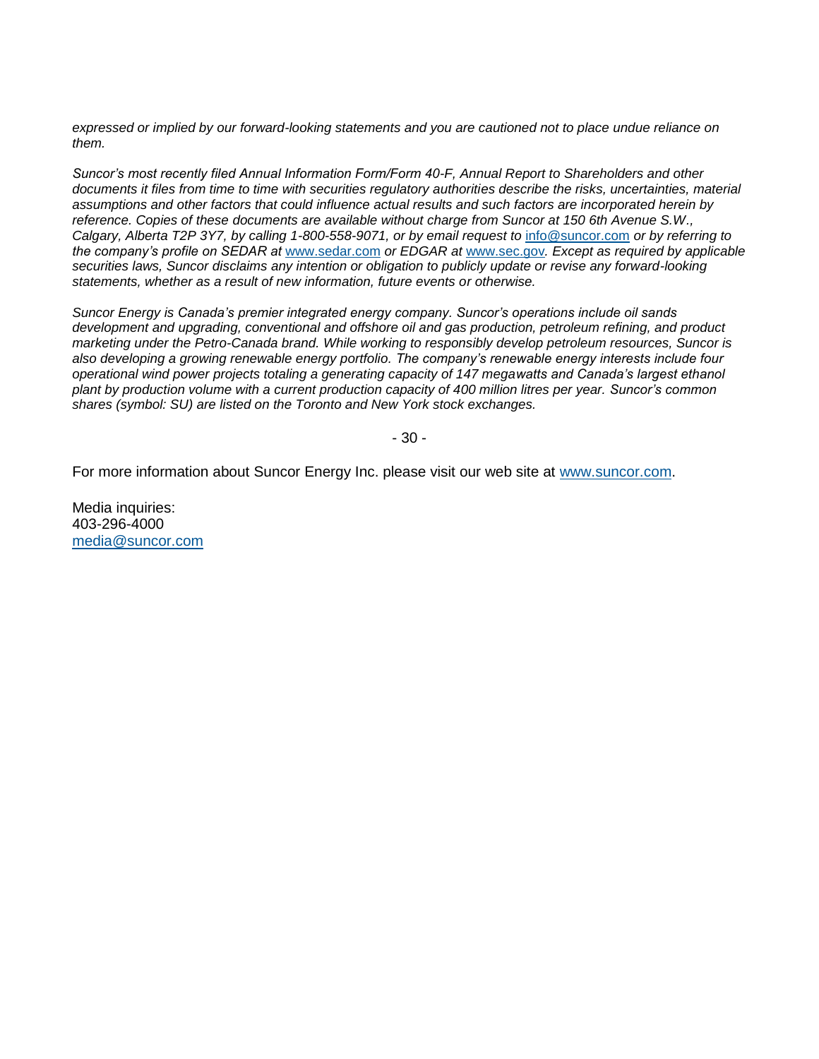*expressed or implied by our forward-looking statements and you are cautioned not to place undue reliance on them.*

*Suncor's most recently filed Annual Information Form/Form 40-F, Annual Report to Shareholders and other documents it files from time to time with securities regulatory authorities describe the risks, uncertainties, material assumptions and other factors that could influence actual results and such factors are incorporated herein by reference. Copies of these documents are available without charge from Suncor at 150 6th Avenue S.W., Calgary, Alberta T2P 3Y7, by calling 1-800-558-9071, or by email request to* [info@suncor.com](mailto:info@suncor.com) *or by referring to the company's profile on SEDAR at* [www.sedar.com](http://www.sedar.com) *or EDGAR at* [www.sec.gov](http://www.sec.gov)*. Except as required by applicable securities laws, Suncor disclaims any intention or obligation to publicly update or revise any forward-looking statements, whether as a result of new information, future events or otherwise.*

*Suncor Energy is Canada's premier integrated energy company. Suncor's operations include oil sands development and upgrading, conventional and offshore oil and gas production, petroleum refining, and product marketing under the Petro-Canada brand. While working to responsibly develop petroleum resources, Suncor is also developing a growing renewable energy portfolio. The company's renewable energy interests include four operational wind power projects totaling a generating capacity of 147 megawatts and Canada's largest ethanol plant by production volume with a current production capacity of 400 million litres per year. Suncor's common shares (symbol: SU) are listed on the Toronto and New York stock exchanges.*

- 30 -

For more information about Suncor Energy Inc. please visit our web site at [www.suncor.com](http://www.suncor.com).

Media inquiries:
403-296-4000
[media@suncor.com](mailto:media@suncor.com)